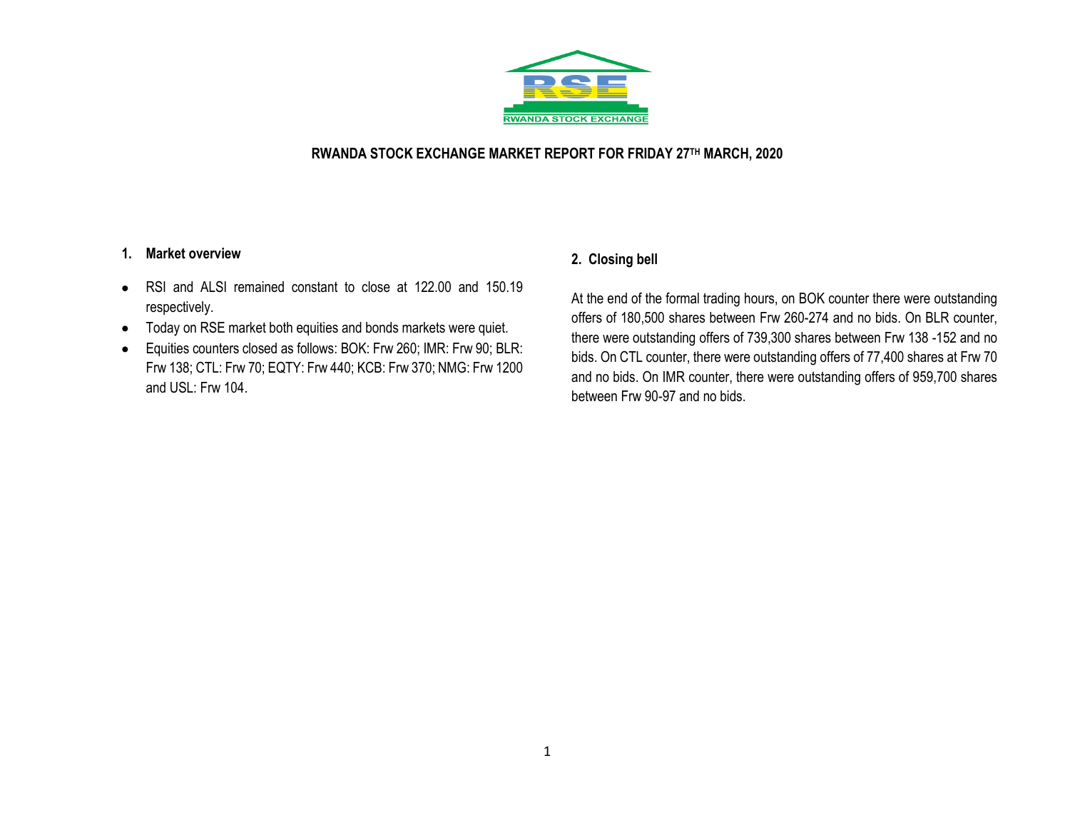# RWANDA STOCK EXCHANGE MARKET REPORT FOR FRIDAY 27TH MARCH, 2020

## 1. Market overview

- RSI and ALSI remained constant to close at 122.00 and 150.19 respectively.
- Today on RSE market both equities and bonds markets were quiet.
- Equities counters closed as follows: BOK: Frw 260; IMR: Frw 90; BLR: Frw 138; CTL: Frw 70; EQTY: Frw 440; KCB: Frw 370; NMG: Frw 1200 and USL: Frw 104.

## 2. Closing bell

At the end of the formal trading hours, on BOK counter there were outstanding offers of 180,500 shares between Frw 260-274 and no bids. On BLR counter, there were outstanding offers of 739,300 shares between Frw 138 -152 and no bids. On CTL counter, there were outstanding offers of 77,400 shares at Frw 70 and no bids. On IMR counter, there were outstanding offers of 959,700 shares between Frw 90-97 and no bids.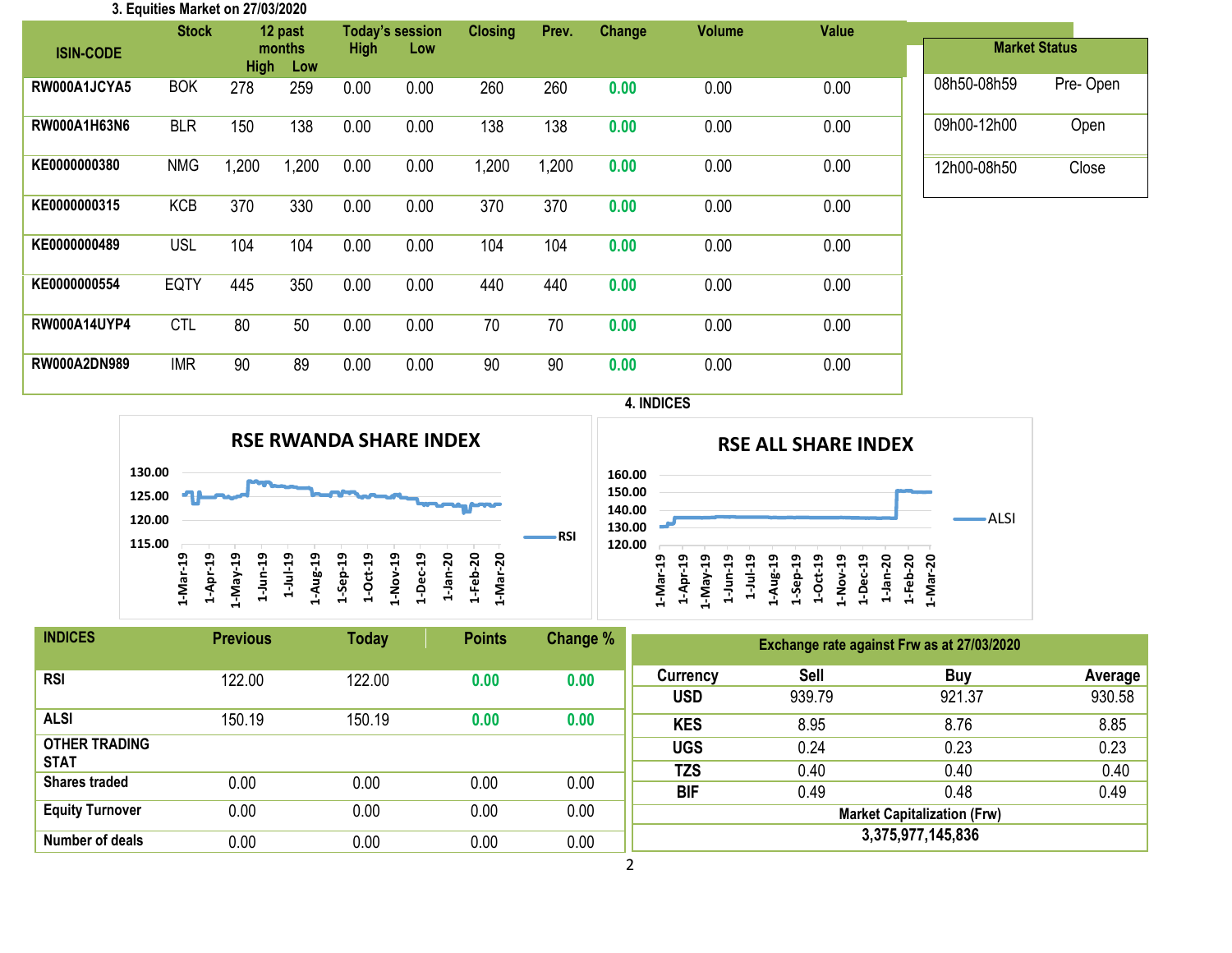## 3. Equities Market on 27/03/2020

| ISIN-CODE | Stock | 12 past months High | 12 past months Low | Today's session High | Today's session Low | Closing | Prev. | Change | Volume | Value |
|---|---|---|---|---|---|---|---|---|---|---|
| RW000A1JCYA5 | BOK | 278 | 259 | 0.00 | 0.00 | 260 | 260 | 0.00 | 0.00 | 0.00 |
| RW000A1H63N6 | BLR | 150 | 138 | 0.00 | 0.00 | 138 | 138 | 0.00 | 0.00 | 0.00 |
| KE0000000380 | NMG | 1,200 | 1,200 | 0.00 | 0.00 | 1,200 | 1,200 | 0.00 | 0.00 | 0.00 |
| KE0000000315 | KCB | 370 | 330 | 0.00 | 0.00 | 370 | 370 | 0.00 | 0.00 | 0.00 |
| KE0000000489 | USL | 104 | 104 | 0.00 | 0.00 | 104 | 104 | 0.00 | 0.00 | 0.00 |
| KE0000000554 | EQTY | 445 | 350 | 0.00 | 0.00 | 440 | 440 | 0.00 | 0.00 | 0.00 |
| RW000A14UYP4 | CTL | 80 | 50 | 0.00 | 0.00 | 70 | 70 | 0.00 | 0.00 | 0.00 |
| RW000A2DN989 | IMR | 90 | 89 | 0.00 | 0.00 | 90 | 90 | 0.00 | 0.00 | 0.00 |

| Market Status | |
|---|---|
| 08h50-08h59 | Pre- Open |
| 09h00-12h00 | Open |
| 12h00-08h50 | Close |

## 4. INDICES

**RSE RWANDA SHARE INDEX** (RSI, 1-Mar-19 to 1-Mar-20)

**RSE ALL SHARE INDEX** (ALSI, 1-Mar-19 to 1-Mar-20)

| INDICES | Previous | Today | Points | Change % |
|---|---|---|---|---|
| RSI | 122.00 | 122.00 | 0.00 | 0.00 |
| ALSI | 150.19 | 150.19 | 0.00 | 0.00 |
| **OTHER TRADING STAT** | | | | |
| Shares traded | 0.00 | 0.00 | 0.00 | 0.00 |
| Equity Turnover | 0.00 | 0.00 | 0.00 | 0.00 |
| Number of deals | 0.00 | 0.00 | 0.00 | 0.00 |

**Exchange rate against Frw as at 27/03/2020**

| Currency | Sell | Buy | Average |
|---|---|---|---|
| USD | 939.79 | 921.37 | 930.58 |
| KES | 8.95 | 8.76 | 8.85 |
| UGS | 0.24 | 0.23 | 0.23 |
| TZS | 0.40 | 0.40 | 0.40 |
| BIF | 0.49 | 0.48 | 0.49 |

**Market Capitalization (Frw)**

**3,375,977,145,836**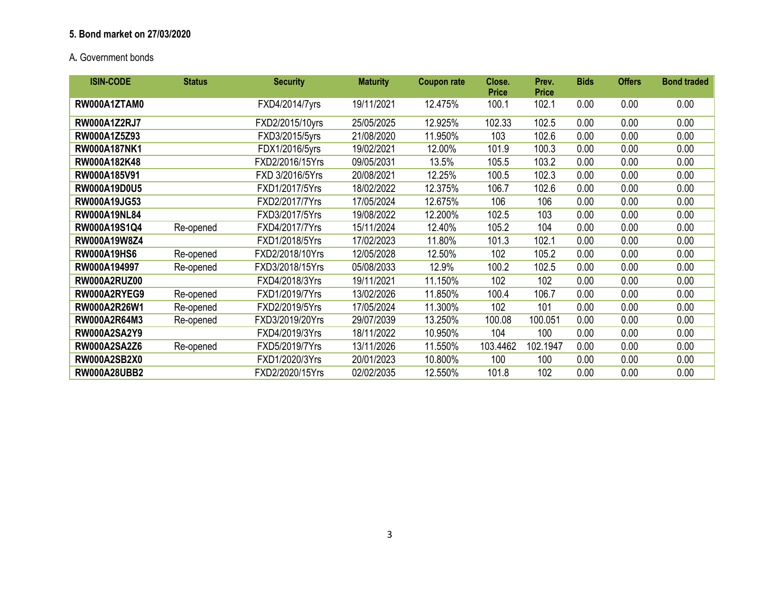### 5. Bond market on 27/03/2020

A. Government bonds

| ISIN-CODE | Status | Security | Maturity | Coupon rate | Close. Price | Prev. Price | Bids | Offers | Bond traded |
|---|---|---|---|---|---|---|---|---|---|
| **RW000A1ZTAM0** | | FXD4/2014/7yrs | 19/11/2021 | 12.475% | 100.1 | 102.1 | 0.00 | 0.00 | 0.00 |
| **RW000A1Z2RJ7** | | FXD2/2015/10yrs | 25/05/2025 | 12.925% | 102.33 | 102.5 | 0.00 | 0.00 | 0.00 |
| **RW000A1Z5Z93** | | FXD3/2015/5yrs | 21/08/2020 | 11.950% | 103 | 102.6 | 0.00 | 0.00 | 0.00 |
| **RW000A187NK1** | | FDX1/2016/5yrs | 19/02/2021 | 12.00% | 101.9 | 100.3 | 0.00 | 0.00 | 0.00 |
| **RW000A182K48** | | FXD2/2016/15Yrs | 09/05/2031 | 13.5% | 105.5 | 103.2 | 0.00 | 0.00 | 0.00 |
| **RW000A185V91** | | FXD 3/2016/5Yrs | 20/08/2021 | 12.25% | 100.5 | 102.3 | 0.00 | 0.00 | 0.00 |
| **RW000A19D0U5** | | FXD1/2017/5Yrs | 18/02/2022 | 12.375% | 106.7 | 102.6 | 0.00 | 0.00 | 0.00 |
| **RW000A19JG53** | | FXD2/2017/7Yrs | 17/05/2024 | 12.675% | 106 | 106 | 0.00 | 0.00 | 0.00 |
| **RW000A19NL84** | | FXD3/2017/5Yrs | 19/08/2022 | 12.200% | 102.5 | 103 | 0.00 | 0.00 | 0.00 |
| **RW000A19S1Q4** | Re-opened | FXD4/2017/7Yrs | 15/11/2024 | 12.40% | 105.2 | 104 | 0.00 | 0.00 | 0.00 |
| **RW000A19W8Z4** | | FXD1/2018/5Yrs | 17/02/2023 | 11.80% | 101.3 | 102.1 | 0.00 | 0.00 | 0.00 |
| **RW000A19HS6** | Re-opened | FXD2/2018/10Yrs | 12/05/2028 | 12.50% | 102 | 105.2 | 0.00 | 0.00 | 0.00 |
| **RW000A194997** | Re-opened | FXD3/2018/15Yrs | 05/08/2033 | 12.9% | 100.2 | 102.5 | 0.00 | 0.00 | 0.00 |
| **RW000A2RUZ00** | | FXD4/2018/3Yrs | 19/11/2021 | 11.150% | 102 | 102 | 0.00 | 0.00 | 0.00 |
| **RW000A2RYEG9** | Re-opened | FXD1/2019/7Yrs | 13/02/2026 | 11.850% | 100.4 | 106.7 | 0.00 | 0.00 | 0.00 |
| **RW000A2R26W1** | Re-opened | FXD2/2019/5Yrs | 17/05/2024 | 11.300% | 102 | 101 | 0.00 | 0.00 | 0.00 |
| **RW000A2R64M3** | Re-opened | FXD3/2019/20Yrs | 29/07/2039 | 13.250% | 100.08 | 100.051 | 0.00 | 0.00 | 0.00 |
| **RW000A2SA2Y9** | | FXD4/2019/3Yrs | 18/11/2022 | 10.950% | 104 | 100 | 0.00 | 0.00 | 0.00 |
| **RW000A2SA2Z6** | Re-opened | FXD5/2019/7Yrs | 13/11/2026 | 11.550% | 103.4462 | 102.1947 | 0.00 | 0.00 | 0.00 |
| **RW000A2SB2X0** | | FXD1/2020/3Yrs | 20/01/2023 | 10.800% | 100 | 100 | 0.00 | 0.00 | 0.00 |
| **RW000A28UBB2** | | FXD2/2020/15Yrs | 02/02/2035 | 12.550% | 101.8 | 102 | 0.00 | 0.00 | 0.00 |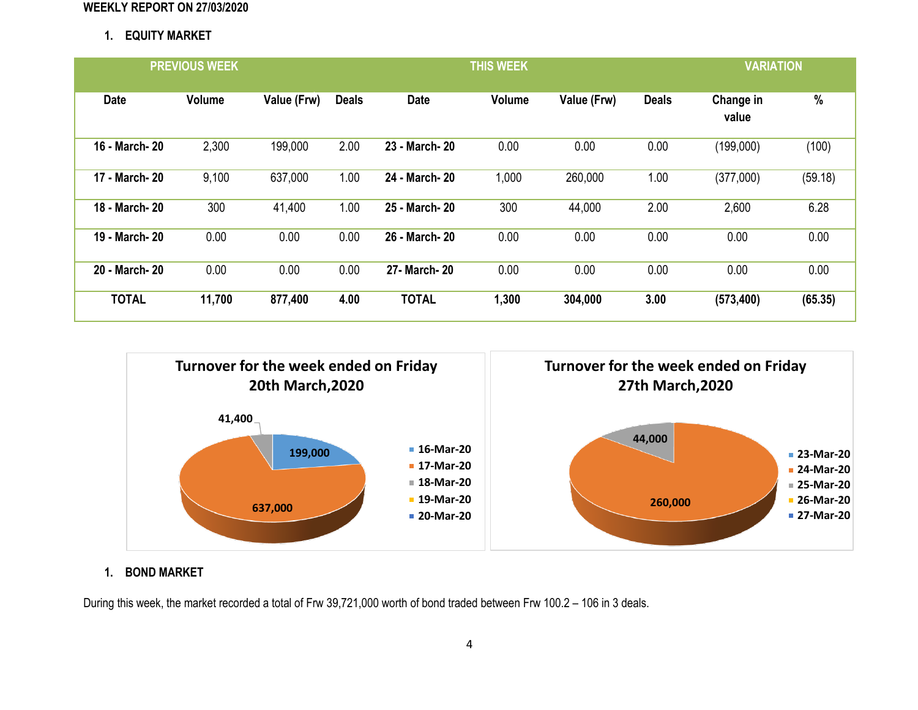**WEEKLY REPORT ON 27/03/2020**

## 1. EQUITY MARKET

| PREVIOUS WEEK | | | | THIS WEEK | | | | VARIATION | |
|---|---|---|---|---|---|---|---|---|---|
| Date | Volume | Value (Frw) | Deals | Date | Volume | Value (Frw) | Deals | Change in value | % |
| **16 - March- 20** | 2,300 | 199,000 | 2.00 | **23 - March- 20** | 0.00 | 0.00 | 0.00 | (199,000) | (100) |
| **17 - March- 20** | 9,100 | 637,000 | 1.00 | **24 - March- 20** | 1,000 | 260,000 | 1.00 | (377,000) | (59.18) |
| **18 - March- 20** | 300 | 41,400 | 1.00 | **25 - March- 20** | 300 | 44,000 | 2.00 | 2,600 | 6.28 |
| **19 - March- 20** | 0.00 | 0.00 | 0.00 | **26 - March- 20** | 0.00 | 0.00 | 0.00 | 0.00 | 0.00 |
| **20 - March- 20** | 0.00 | 0.00 | 0.00 | **27- March- 20** | 0.00 | 0.00 | 0.00 | 0.00 | 0.00 |
| **TOTAL** | **11,700** | **877,400** | **4.00** | **TOTAL** | **1,300** | **304,000** | **3.00** | **(573,400)** | **(65.35)** |

Turnover for the week ended on Friday 20th March,2020

41,400
199,000
637,000

16-Mar-20
17-Mar-20
18-Mar-20
19-Mar-20
20-Mar-20

Turnover for the week ended on Friday 27th March,2020

44,000
260,000

23-Mar-20
24-Mar-20
25-Mar-20
26-Mar-20
27-Mar-20

## 1. BOND MARKET

During this week, the market recorded a total of Frw 39,721,000 worth of bond traded between Frw 100.2 – 106 in 3 deals.